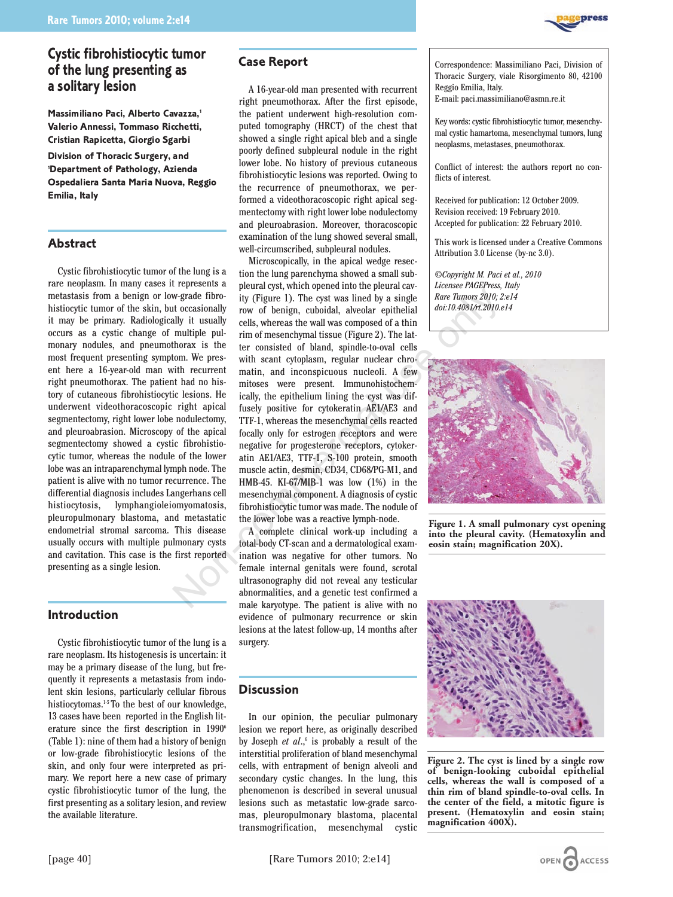# Cystic fibrohistiocytic tumor of the lung presenting as a solitary lesion

**Massimiliano Paci, Alberto Cavazza,[1] Valerio Annessi, Tommaso Ricchetti, Cristian Rapicetta, Giorgio Sgarbi**

**Division of Thoracic Surgery, and [1]Department of Pathology, Azienda Ospedaliera Santa Maria Nuova, Reggio Emilia, Italy**

## Abstract

Cystic fibrohistiocytic tumor of the lung is a rare neoplasm. In many cases it represents a metastasis from a benign or low-grade fibrohistiocytic tumor of the skin, but occasionally it may be primary. Radiologically it usually occurs as a cystic change of multiple pulmonary nodules, and pneumothorax is the most frequent presenting symptom. We present here a 16-year-old man with recurrent right pneumothorax. The patient had no history of cutaneous fibrohistiocytic lesions. He underwent videothoracoscopic right apical segmentectomy, right lower lobe nodulectomy, and pleuroabrasion. Microscopy of the apical segmentectomy showed a cystic fibrohistiocytic tumor, whereas the nodule of the lower lobe was an intraparenchymal lymph node. The patient is alive with no tumor recurrence. The differential diagnosis includes Langerhans cell histiocytosis, lymphangioleiomyomatosis, pleuropulmonary blastoma, and metastatic endometrial stromal sarcoma. This disease usually occurs with multiple pulmonary cysts and cavitation. This case is the first reported presenting as a single lesion.

## Introduction

Cystic fibrohistiocytic tumor of the lung is a rare neoplasm. Its histogenesis is uncertain: it may be a primary disease of the lung, but frequently it represents a metastasis from indolent skin lesions, particularly cellular fibrous histiocytomas.[1-5] To the best of our knowledge, 13 cases have been reported in the English literature since the first description in 1990[6] (Table 1): nine of them had a history of benign or low-grade fibrohistiocytic lesions of the skin, and only four were interpreted as primary. We report here a new case of primary cystic fibrohistiocytic tumor of the lung, the first presenting as a solitary lesion, and review the available literature.

## Case Report

A 16-year-old man presented with recurrent right pneumothorax. After the first episode, the patient underwent high-resolution computed tomography (HRCT) of the chest that showed a single right apical bleb and a single poorly defined subpleural nodule in the right lower lobe. No history of previous cutaneous fibrohistiocytic lesions was reported. Owing to the recurrence of pneumothorax, we performed a videothoracoscopic right apical segmentectomy with right lower lobe nodulectomy and pleuroabrasion. Moreover, thoracoscopic examination of the lung showed several small, well-circumscribed, subpleural nodules.

Microscopically, in the apical wedge resection the lung parenchyma showed a small subpleural cyst, which opened into the pleural cavity (Figure 1). The cyst was lined by a single row of benign, cuboidal, alveolar epithelial cells, whereas the wall was composed of a thin rim of mesenchymal tissue (Figure 2). The latter consisted of bland, spindle-to-oval cells with scant cytoplasm, regular nuclear chromatin, and inconspicuous nucleoli. A few mitoses were present. Immunohistochemically, the epithelium lining the cyst was diffusely positive for cytokeratin AE1/AE3 and TTF-1, whereas the mesenchymal cells reacted focally only for estrogen receptors and were negative for progesterone receptors, cytokeratin AE1/AE3, TTF-1, S-100 protein, smooth muscle actin, desmin, CD34, CD68/PG-M1, and HMB-45. KI-67/MIB-1 was low (1%) in the mesenchymal component. A diagnosis of cystic fibrohistiocytic tumor was made. The nodule of the lower lobe was a reactive lymph-node.

A complete clinical work-up including a total-body CT-scan and a dermatological examination was negative for other tumors. No female internal genitals were found, scrotal ultrasonography did not reveal any testicular abnormalities, and a genetic test confirmed a male karyotype. The patient is alive with no evidence of pulmonary recurrence or skin lesions at the latest follow-up, 14 months after surgery.

## Discussion

In our opinion, the peculiar pulmonary lesion we report here, as originally described by Joseph *et al.*,[6] is probably a result of the interstitial proliferation of bland mesenchymal cells, with entrapment of benign alveoli and secondary cystic changes. In the lung, this phenomenon is described in several unusual lesions such as metastatic low-grade sarcomas, pleuropulmonary blastoma, placental transmogrification, mesenchymal cystic

Correspondence: Massimiliano Paci, Division of Thoracic Surgery, viale Risorgimento 80, 42100 Reggio Emilia, Italy.
E-mail: paci.massimiliano@asmn.re.it

Key words: cystic fibrohistiocytic tumor, mesenchymal cystic hamartoma, mesenchymal tumors, lung neoplasms, metastases, pneumothorax.

Conflict of interest: the authors report no conflicts of interest.

Received for publication: 12 October 2009.
Revision received: 19 February 2010.
Accepted for publication: 22 February 2010.

This work is licensed under a Creative Commons Attribution 3.0 License (by-nc 3.0).

*©Copyright M. Paci et al., 2010*
*Licensee PAGEPress, Italy*
*Rare Tumors 2010; 2:e14*
*doi:10.4081/rt.2010.e14*

**Figure 1. A small pulmonary cyst opening into the pleural cavity. (Hematoxylin and eosin stain; magnification 20X).**

**Figure 2. The cyst is lined by a single row of benign-looking cuboidal epithelial cells, whereas the wall is composed of a thin rim of bland spindle-to-oval cells. In the center of the field, a mitotic figure is present. (Hematoxylin and eosin stain; magnification 400X).**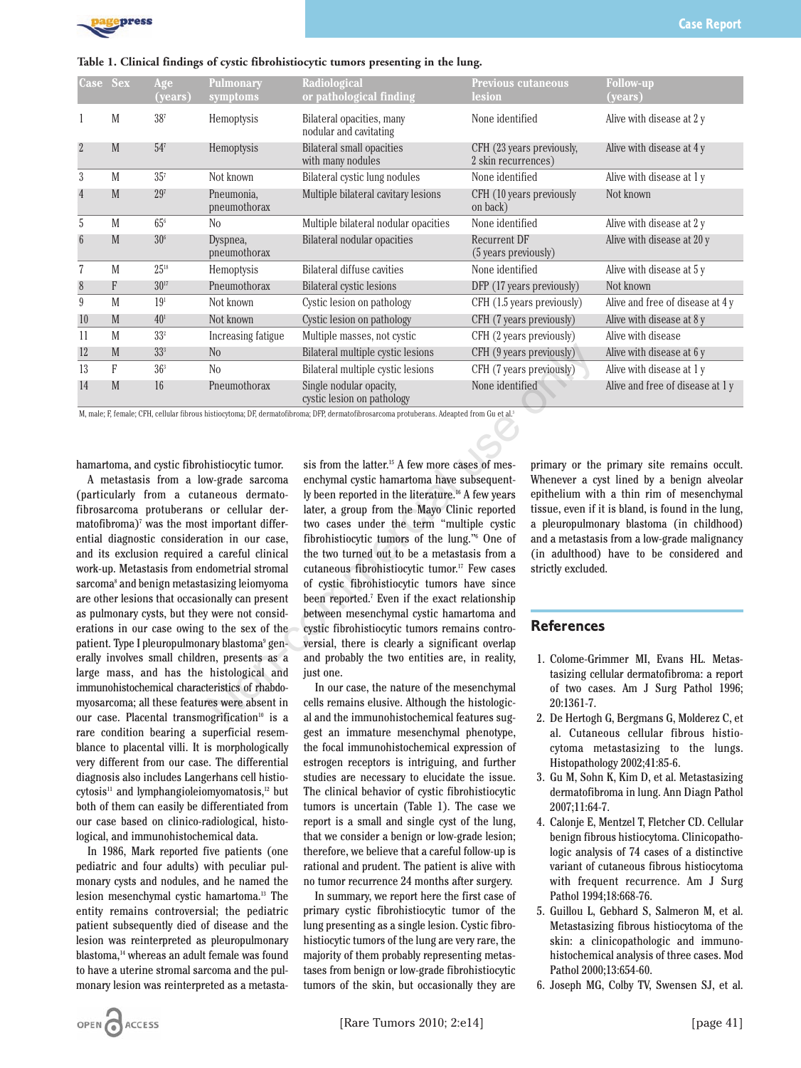**Table 1. Clinical findings of cystic fibrohistiocytic tumors presenting in the lung.**

| Case | Sex | Age (years) | Pulmonary symptoms | Radiological or pathological finding | Previous cutaneous lesion | Follow-up (years) |
|---|---|---|---|---|---|---|
| 1 | M | 38[7] | Hemoptysis | Bilateral opacities, many nodular and cavitating | None identified | Alive with disease at 2 y |
| 2 | M | 54[7] | Hemoptysis | Bilateral small opacities with many nodules | CFH (23 years previously, 2 skin recurrences) | Alive with disease at 4 y |
| 3 | M | 35[7] | Not known | Bilateral cystic lung nodules | None identified | Alive with disease at 1 y |
| 4 | M | 29[7] | Pneumonia, pneumothorax | Multiple bilateral cavitary lesions | CFH (10 years previously on back) | Not known |
| 5 | M | 65[6] | No | Multiple bilateral nodular opacities | None identified | Alive with disease at 2 y |
| 6 | M | 30[6] | Dyspnea, pneumothorax | Bilateral nodular opacities | Recurrent DF (5 years previously) | Alive with disease at 20 y |
| 7 | M | 25[18] | Hemoptysis | Bilateral diffuse cavities | None identified | Alive with disease at 5 y |
| 8 | F | 30[17] | Pneumothorax | Bilateral cystic lesions | DFP (17 years previously) | Not known |
| 9 | M | 19[1] | Not known | Cystic lesion on pathology | CFH (1.5 years previously) | Alive and free of disease at 4 y |
| 10 | M | 40[1] | Not known | Cystic lesion on pathology | CFH (7 years previously) | Alive with disease at 8 y |
| 11 | M | 33[2] | Increasing fatigue | Multiple masses, not cystic | CFH (2 years previously) | Alive with disease |
| 12 | M | 33[3] | No | Bilateral multiple cystic lesions | CFH (9 years previously) | Alive with disease at 6 y |
| 13 | F | 36[3] | No | Bilateral multiple cystic lesions | CFH (7 years previously) | Alive with disease at 1 y |
| 14 | M | 16 | Pneumothorax | Single nodular opacity, cystic lesion on pathology | None identified | Alive and free of disease at 1 y |

M, male; F, female; CFH, cellular fibrous histiocytoma; DF, dermatofibroma; DFP, dermatofibrosarcoma protuberans. Adeapted from Gu et al.[3]

hamartoma, and cystic fibrohistiocytic tumor.

A metastasis from a low-grade sarcoma (particularly from a cutaneous dermatofibrosarcoma protuberans or cellular dermatofibroma)[7] was the most important differential diagnostic consideration in our case, and its exclusion required a careful clinical work-up. Metastasis from endometrial stromal sarcoma[8] and benign metastasizing leiomyoma are other lesions that occasionally can present as pulmonary cysts, but they were not considerations in our case owing to the sex of the patient. Type I pleuropulmonary blastoma[9] generally involves small children, presents as a large mass, and has the histological and immunohistochemical characteristics of rhabdomyosarcoma; all these features were absent in our case. Placental transmogrification[10] is a rare condition bearing a superficial resemblance to placental villi. It is morphologically very different from our case. The differential diagnosis also includes Langerhans cell histiocytosis[11] and lymphangioleiomyomatosis,[12] but both of them can easily be differentiated from our case based on clinico-radiological, histological, and immunohistochemical data.

In 1986, Mark reported five patients (one pediatric and four adults) with peculiar pulmonary cysts and nodules, and he named the lesion mesenchymal cystic hamartoma.[13] The entity remains controversial; the pediatric patient subsequently died of disease and the lesion was reinterpreted as pleuropulmonary blastoma,[14] whereas an adult female was found to have a uterine stromal sarcoma and the pulmonary lesion was reinterpreted as a metastasis from the latter.[15] A few more cases of mesenchymal cystic hamartoma have subsequently been reported in the literature.[16] A few years later, a group from the Mayo Clinic reported two cases under the term "multiple cystic fibrohistiocytic tumors of the lung."[6] One of the two turned out to be a metastasis from a cutaneous fibrohistiocytic tumor.[17] Few cases of cystic fibrohistiocytic tumors have since been reported.[7] Even if the exact relationship between mesenchymal cystic hamartoma and cystic fibrohistiocytic tumors remains controversial, there is clearly a significant overlap and probably the two entities are, in reality, just one.

In our case, the nature of the mesenchymal cells remains elusive. Although the histological and the immunohistochemical features suggest an immature mesenchymal phenotype, the focal immunohistochemical expression of estrogen receptors is intriguing, and further studies are necessary to elucidate the issue. The clinical behavior of cystic fibrohistiocytic tumors is uncertain (Table 1). The case we report is a small and single cyst of the lung, that we consider a benign or low-grade lesion; therefore, we believe that a careful follow-up is rational and prudent. The patient is alive with no tumor recurrence 24 months after surgery.

In summary, we report here the first case of primary cystic fibrohistiocytic tumor of the lung presenting as a single lesion. Cystic fibrohistiocytic tumors of the lung are very rare, the majority of them probably representing metastases from benign or low-grade fibrohistiocytic tumors of the skin, but occasionally they are primary or the primary site remains occult. Whenever a cyst lined by a benign alveolar epithelium with a thin rim of mesenchymal tissue, even if it is bland, is found in the lung, a pleuropulmonary blastoma (in childhood) and a metastasis from a low-grade malignancy (in adulthood) have to be considered and strictly excluded.

## References

1. Colome-Grimmer MI, Evans HL. Metastasizing cellular dermatofibroma: a report of two cases. Am J Surg Pathol 1996; 20:1361-7.
2. De Hertogh G, Bergmans G, Molderez C, et al. Cutaneous cellular fibrous histiocytoma metastasizing to the lungs. Histopathology 2002;41:85-6.
3. Gu M, Sohn K, Kim D, et al. Metastasizing dermatofibroma in lung. Ann Diagn Pathol 2007;11:64-7.
4. Calonje E, Mentzel T, Fletcher CD. Cellular benign fibrous histiocytoma. Clinicopathologic analysis of 74 cases of a distinctive variant of cutaneous fibrous histiocytoma with frequent recurrence. Am J Surg Pathol 1994;18:668-76.
5. Guillou L, Gebhard S, Salmeron M, et al. Metastasizing fibrous histiocytoma of the skin: a clinicopathologic and immunohistochemical analysis of three cases. Mod Pathol 2000;13:654-60.
6. Joseph MG, Colby TV, Swensen SJ, et al.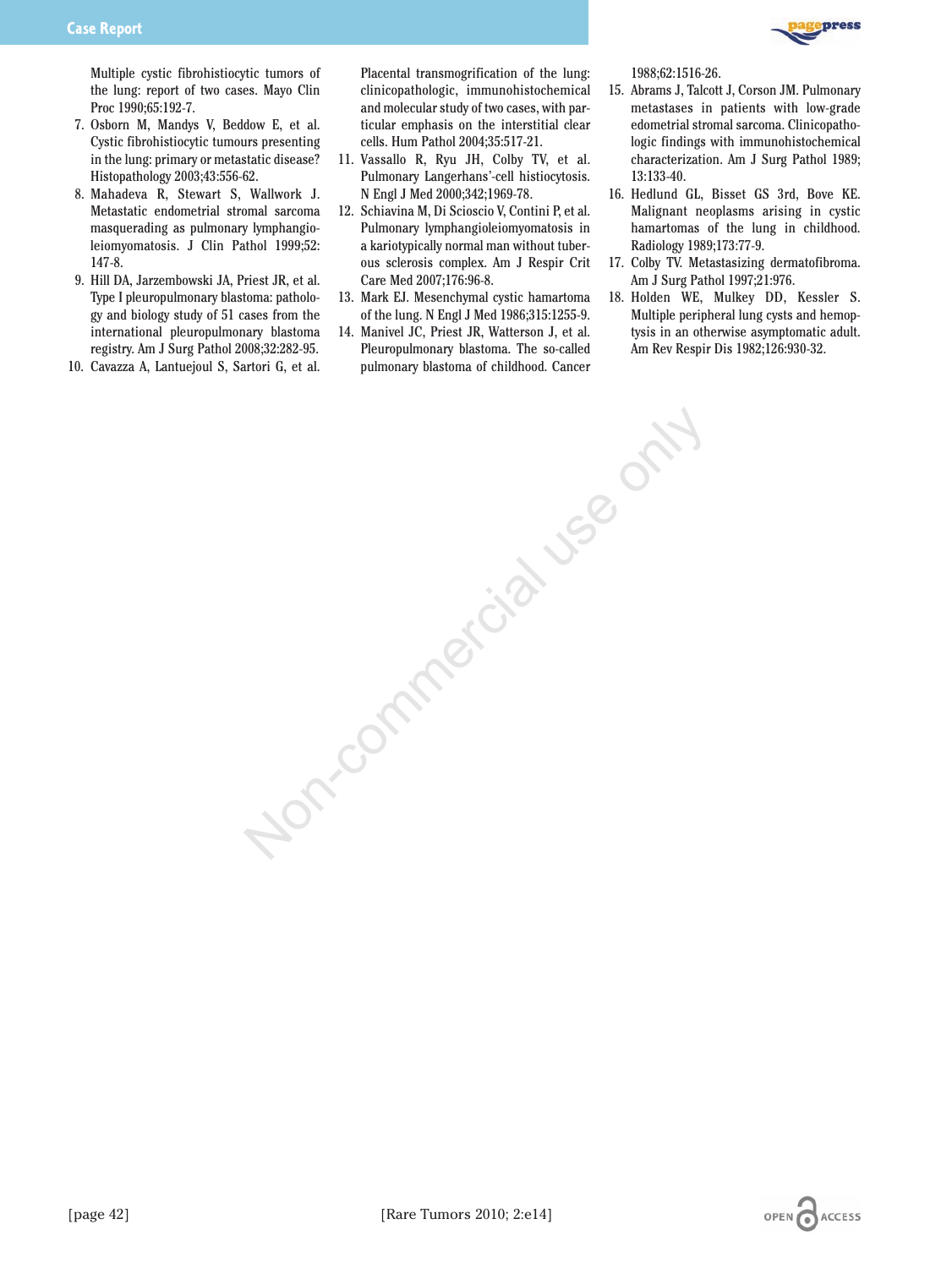Multiple cystic fibrohistiocytic tumors of the lung: report of two cases. Mayo Clin Proc 1990;65:192-7.

7. Osborn M, Mandys V, Beddow E, et al. Cystic fibrohistiocytic tumours presenting in the lung: primary or metastatic disease? Histopathology 2003;43:556-62.
8. Mahadeva R, Stewart S, Wallwork J. Metastatic endometrial stromal sarcoma masquerading as pulmonary lymphangioleiomyomatosis. J Clin Pathol 1999;52:147-8.
9. Hill DA, Jarzembowski JA, Priest JR, et al. Type I pleuropulmonary blastoma: pathology and biology study of 51 cases from the international pleuropulmonary blastoma registry. Am J Surg Pathol 2008;32:282-95.
10. Cavazza A, Lantuejoul S, Sartori G, et al. Placental transmogrification of the lung: clinicopathologic, immunohistochemical and molecular study of two cases, with particular emphasis on the interstitial clear cells. Hum Pathol 2004;35:517-21.
11. Vassallo R, Ryu JH, Colby TV, et al. Pulmonary Langerhans'-cell histiocytosis. N Engl J Med 2000;342;1969-78.
12. Schiavina M, Di Scioscio V, Contini P, et al. Pulmonary lymphangioleiomyomatosis in a kariotypically normal man without tuberous sclerosis complex. Am J Respir Crit Care Med 2007;176:96-8.
13. Mark EJ. Mesenchymal cystic hamartoma of the lung. N Engl J Med 1986;315:1255-9.
14. Manivel JC, Priest JR, Watterson J, et al. Pleuropulmonary blastoma. The so-called pulmonary blastoma of childhood. Cancer 1988;62:1516-26.
15. Abrams J, Talcott J, Corson JM. Pulmonary metastases in patients with low-grade edometrial stromal sarcoma. Clinicopathologic findings with immunohistochemical characterization. Am J Surg Pathol 1989;13:133-40.
16. Hedlund GL, Bisset GS 3rd, Bove KE. Malignant neoplasms arising in cystic hamartomas of the lung in childhood. Radiology 1989;173:77-9.
17. Colby TV. Metastasizing dermatofibroma. Am J Surg Pathol 1997;21:976.
18. Holden WE, Mulkey DD, Kessler S. Multiple peripheral lung cysts and hemoptysis in an otherwise asymptomatic adult. Am Rev Respir Dis 1982;126:930-32.